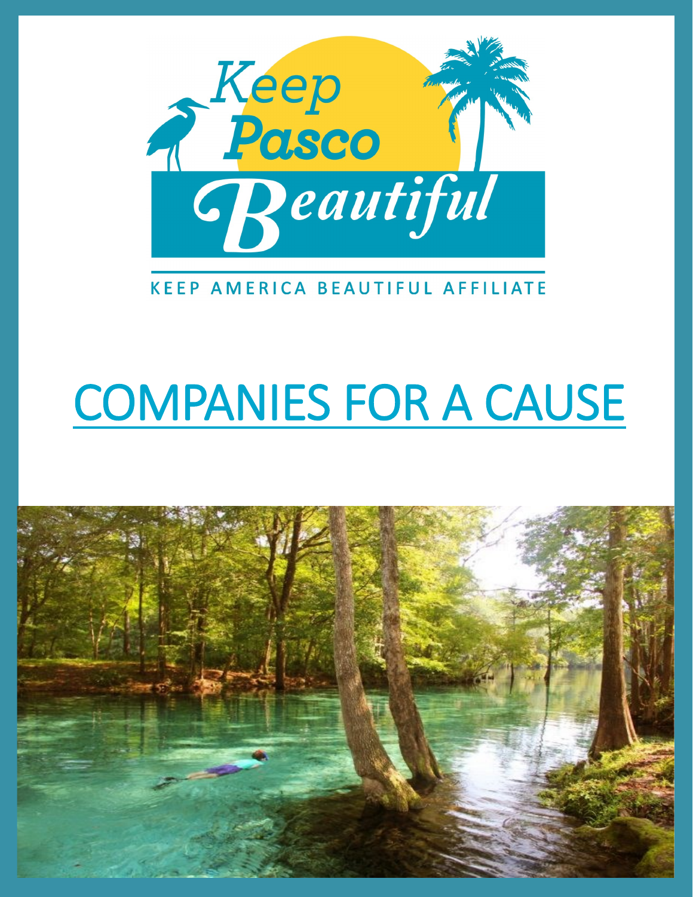Keep Pasco Beautiful

KEEP AMERICA BEAUTIFUL AFFILIATE

# COMPANIES FOR A CAUSE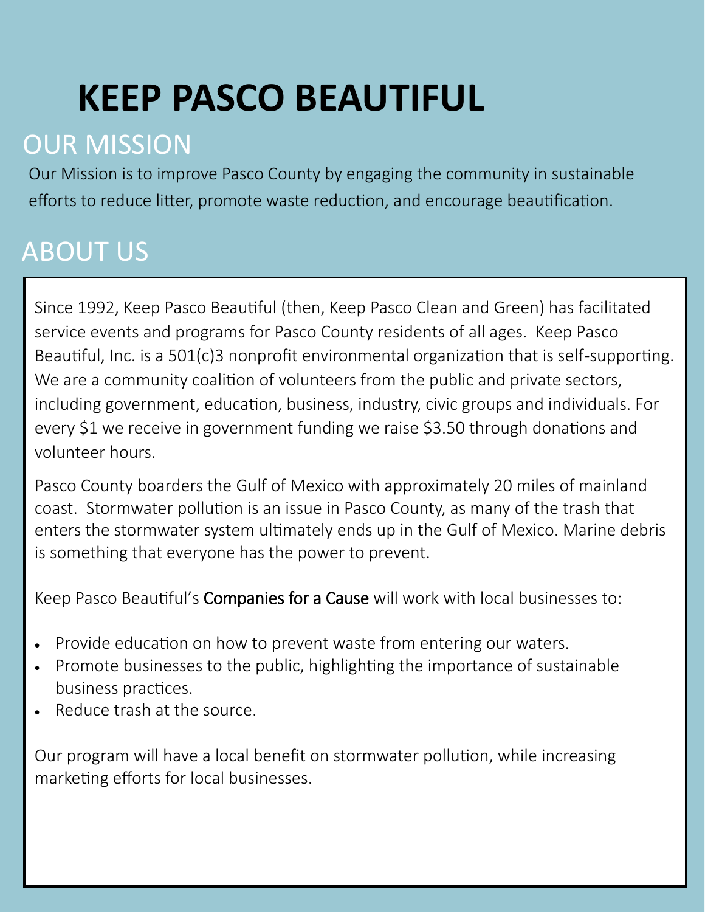# KEEP PASCO BEAUTIFUL

## OUR MISSION

Our Mission is to improve Pasco County by engaging the community in sustainable efforts to reduce litter, promote waste reduction, and encourage beautification.

## ABOUT US

Since 1992, Keep Pasco Beautiful (then, Keep Pasco Clean and Green) has facilitated service events and programs for Pasco County residents of all ages. Keep Pasco Beautiful, Inc. is a 501(c)3 nonprofit environmental organization that is self-supporting. We are a community coalition of volunteers from the public and private sectors, including government, education, business, industry, civic groups and individuals. For every $1 we receive in government funding we raise $3.50 through donations and volunteer hours.

Pasco County boarders the Gulf of Mexico with approximately 20 miles of mainland coast. Stormwater pollution is an issue in Pasco County, as many of the trash that enters the stormwater system ultimately ends up in the Gulf of Mexico. Marine debris is something that everyone has the power to prevent.

Keep Pasco Beautiful's Companies for a Cause will work with local businesses to:

- Provide education on how to prevent waste from entering our waters.
- Promote businesses to the public, highlighting the importance of sustainable business practices.
- Reduce trash at the source.

Our program will have a local benefit on stormwater pollution, while increasing marketing efforts for local businesses.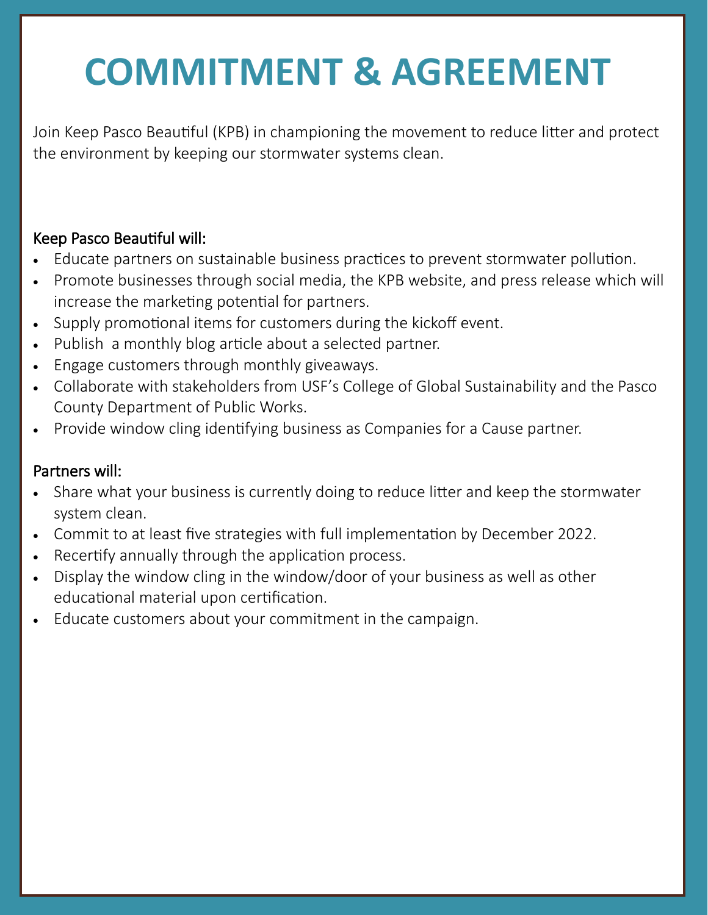# COMMITMENT & AGREEMENT

Join Keep Pasco Beautiful (KPB) in championing the movement to reduce litter and protect the environment by keeping our stormwater systems clean.

### Keep Pasco Beautiful will:

- Educate partners on sustainable business practices to prevent stormwater pollution.
- Promote businesses through social media, the KPB website, and press release which will increase the marketing potential for partners.
- Supply promotional items for customers during the kickoff event.
- Publish a monthly blog article about a selected partner.
- Engage customers through monthly giveaways.
- Collaborate with stakeholders from USF's College of Global Sustainability and the Pasco County Department of Public Works.
- Provide window cling identifying business as Companies for a Cause partner.

### Partners will:

- Share what your business is currently doing to reduce litter and keep the stormwater system clean.
- Commit to at least five strategies with full implementation by December 2022.
- Recertify annually through the application process.
- Display the window cling in the window/door of your business as well as other educational material upon certification.
- Educate customers about your commitment in the campaign.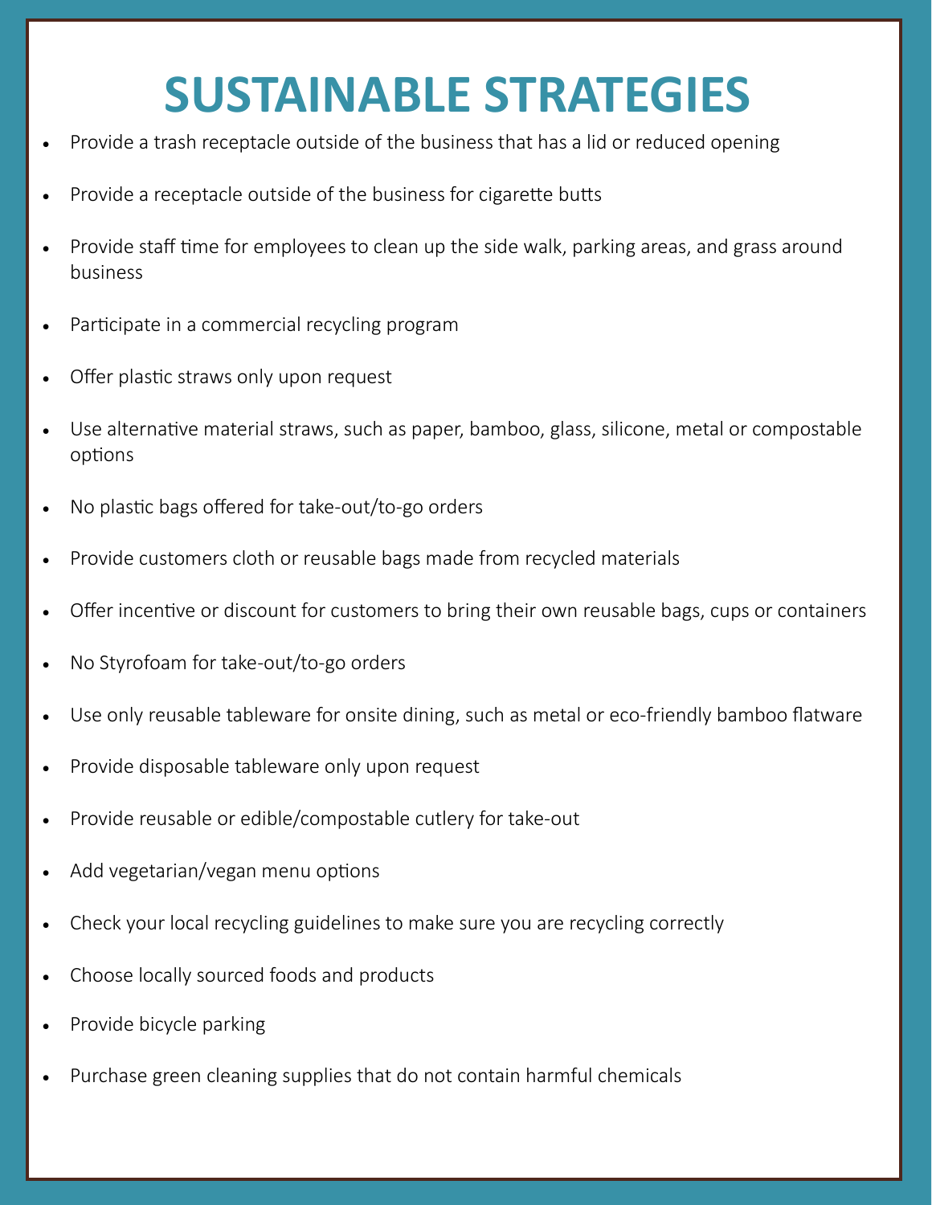# SUSTAINABLE STRATEGIES

- Provide a trash receptacle outside of the business that has a lid or reduced opening
- Provide a receptacle outside of the business for cigarette butts
- Provide staff time for employees to clean up the side walk, parking areas, and grass around business
- Participate in a commercial recycling program
- Offer plastic straws only upon request
- Use alternative material straws, such as paper, bamboo, glass, silicone, metal or compostable options
- No plastic bags offered for take-out/to-go orders
- Provide customers cloth or reusable bags made from recycled materials
- Offer incentive or discount for customers to bring their own reusable bags, cups or containers
- No Styrofoam for take-out/to-go orders
- Use only reusable tableware for onsite dining, such as metal or eco-friendly bamboo flatware
- Provide disposable tableware only upon request
- Provide reusable or edible/compostable cutlery for take-out
- Add vegetarian/vegan menu options
- Check your local recycling guidelines to make sure you are recycling correctly
- Choose locally sourced foods and products
- Provide bicycle parking
- Purchase green cleaning supplies that do not contain harmful chemicals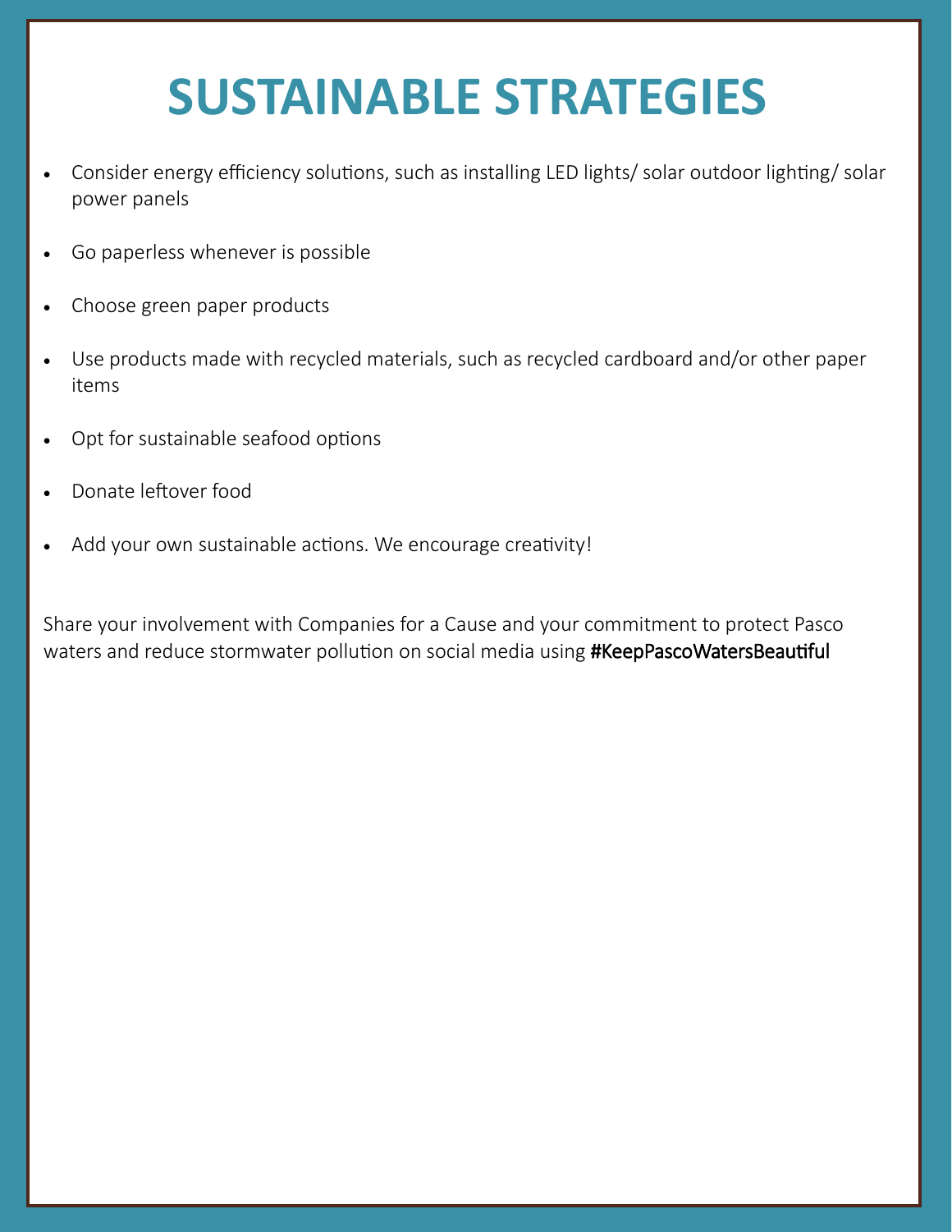# SUSTAINABLE STRATEGIES

- Consider energy efficiency solutions, such as installing LED lights/ solar outdoor lighting/ solar power panels
- Go paperless whenever is possible
- Choose green paper products
- Use products made with recycled materials, such as recycled cardboard and/or other paper items
- Opt for sustainable seafood options
- Donate leftover food
- Add your own sustainable actions. We encourage creativity!

Share your involvement with Companies for a Cause and your commitment to protect Pasco waters and reduce stormwater pollution on social media using #KeepPascoWatersBeautiful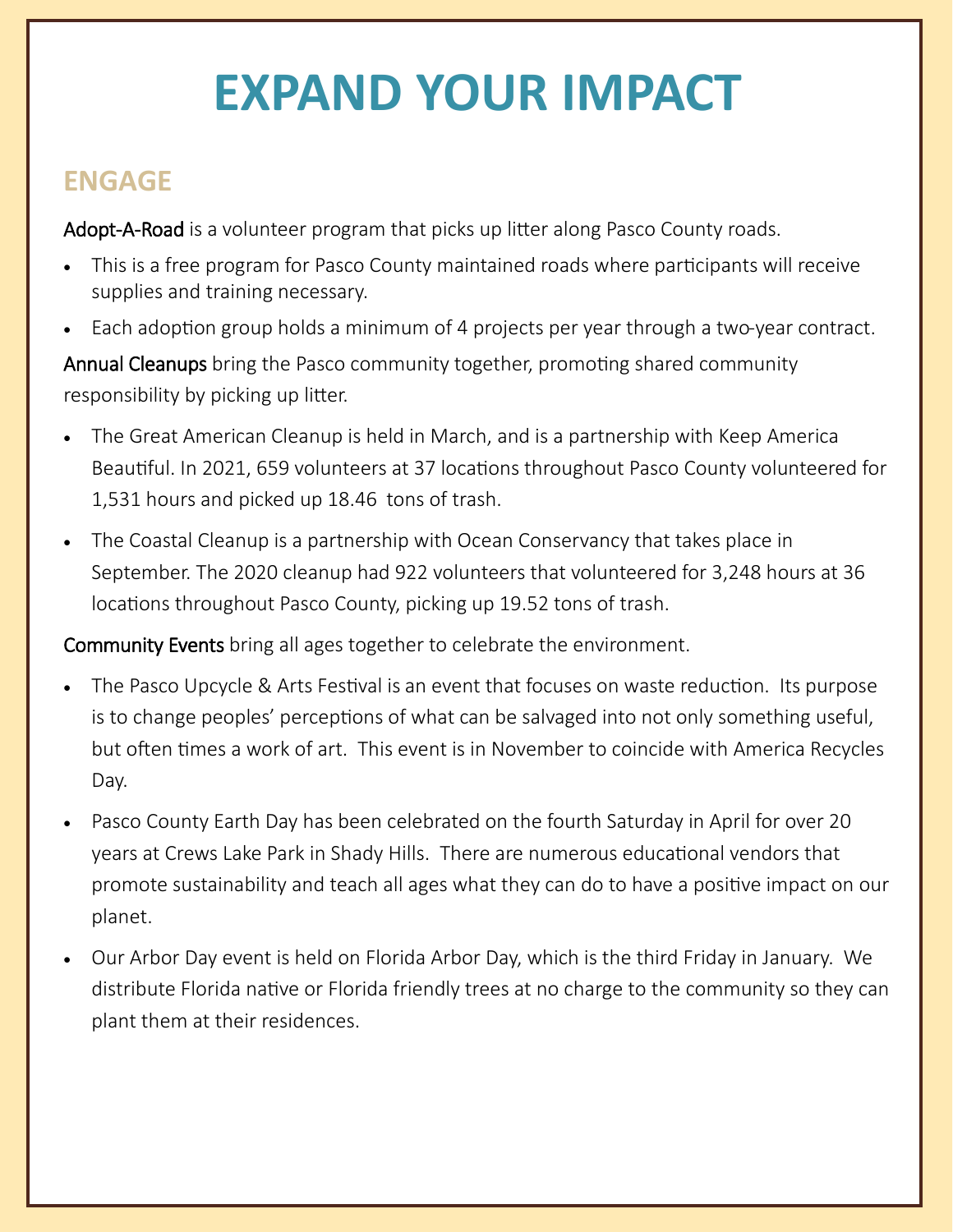# EXPAND YOUR IMPACT

## ENGAGE

Adopt-A-Road is a volunteer program that picks up litter along Pasco County roads.

- This is a free program for Pasco County maintained roads where participants will receive supplies and training necessary.
- Each adoption group holds a minimum of 4 projects per year through a two-year contract.

Annual Cleanups bring the Pasco community together, promoting shared community responsibility by picking up litter.

- The Great American Cleanup is held in March, and is a partnership with Keep America Beautiful. In 2021, 659 volunteers at 37 locations throughout Pasco County volunteered for 1,531 hours and picked up 18.46 tons of trash.
- The Coastal Cleanup is a partnership with Ocean Conservancy that takes place in September. The 2020 cleanup had 922 volunteers that volunteered for 3,248 hours at 36 locations throughout Pasco County, picking up 19.52 tons of trash.

Community Events bring all ages together to celebrate the environment.

- The Pasco Upcycle & Arts Festival is an event that focuses on waste reduction. Its purpose is to change peoples' perceptions of what can be salvaged into not only something useful, but often times a work of art. This event is in November to coincide with America Recycles Day.
- Pasco County Earth Day has been celebrated on the fourth Saturday in April for over 20 years at Crews Lake Park in Shady Hills. There are numerous educational vendors that promote sustainability and teach all ages what they can do to have a positive impact on our planet.
- Our Arbor Day event is held on Florida Arbor Day, which is the third Friday in January. We distribute Florida native or Florida friendly trees at no charge to the community so they can plant them at their residences.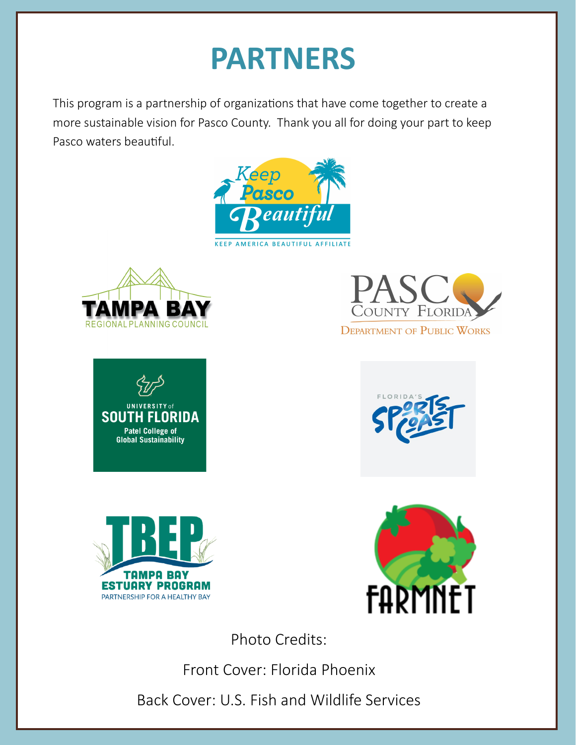# PARTNERS

This program is a partnership of organizations that have come together to create a more sustainable vision for Pasco County. Thank you all for doing your part to keep Pasco waters beautiful.

Keep Pasco Beautiful
KEEP AMERICA BEAUTIFUL AFFILIATE

TAMPA BAY
REGIONAL PLANNING COUNCIL

PASCO COUNTY FLORIDA
DEPARTMENT OF PUBLIC WORKS

UNIVERSITY of SOUTH FLORIDA
Patel College of Global Sustainability

FLORIDA'S SPORTS COAST

TBEP
TAMPA BAY ESTUARY PROGRAM
PARTNERSHIP FOR A HEALTHY BAY

FARMNET

Photo Credits:

Front Cover: Florida Phoenix

Back Cover: U.S. Fish and Wildlife Services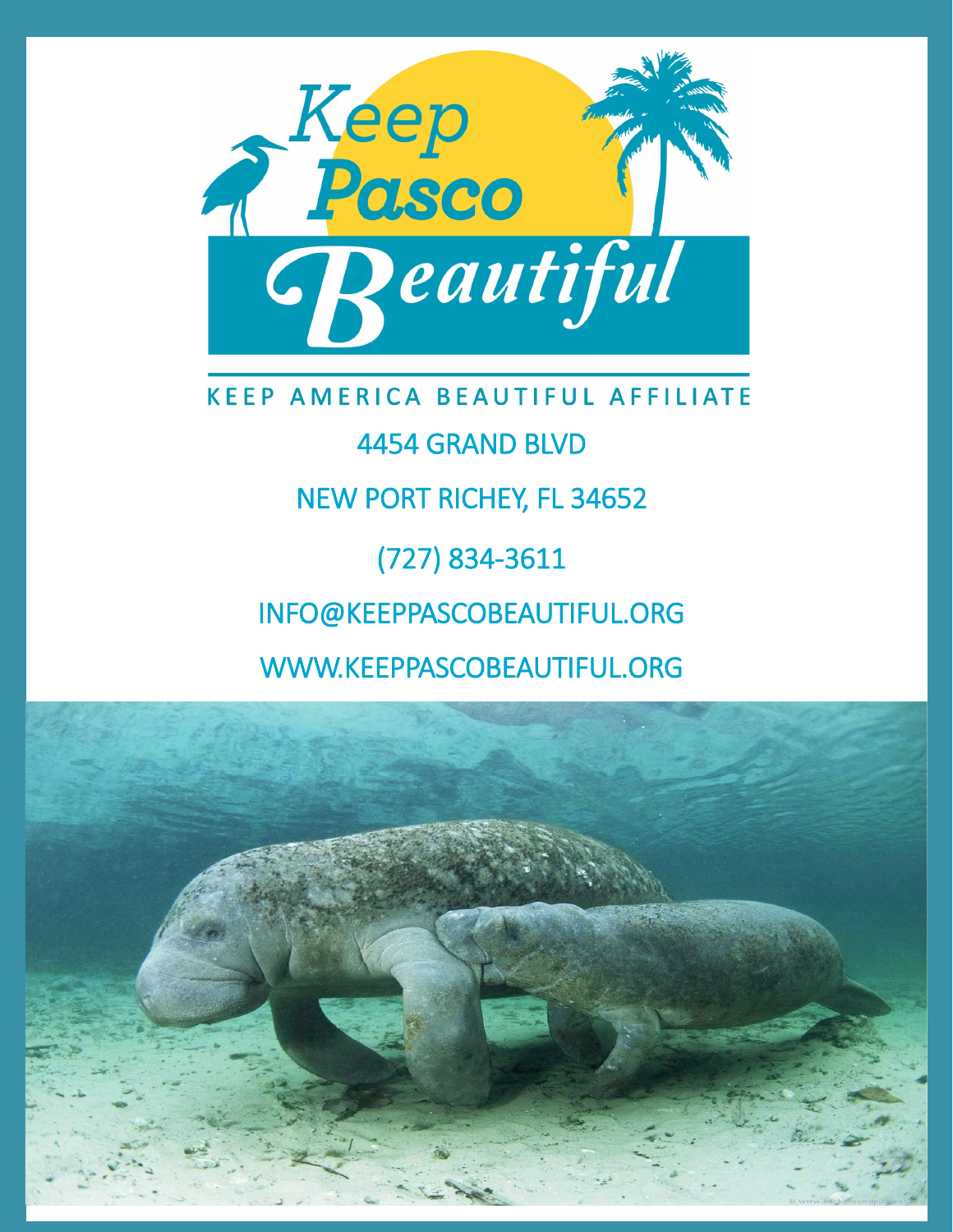# Keep Pasco Beautiful

KEEP AMERICA BEAUTIFUL AFFILIATE

4454 GRAND BLVD

NEW PORT RICHEY, FL 34652

(727) 834-3611

INFO@KEEPPASCOBEAUTIFUL.ORG

WWW.KEEPPASCOBEAUTIFUL.ORG